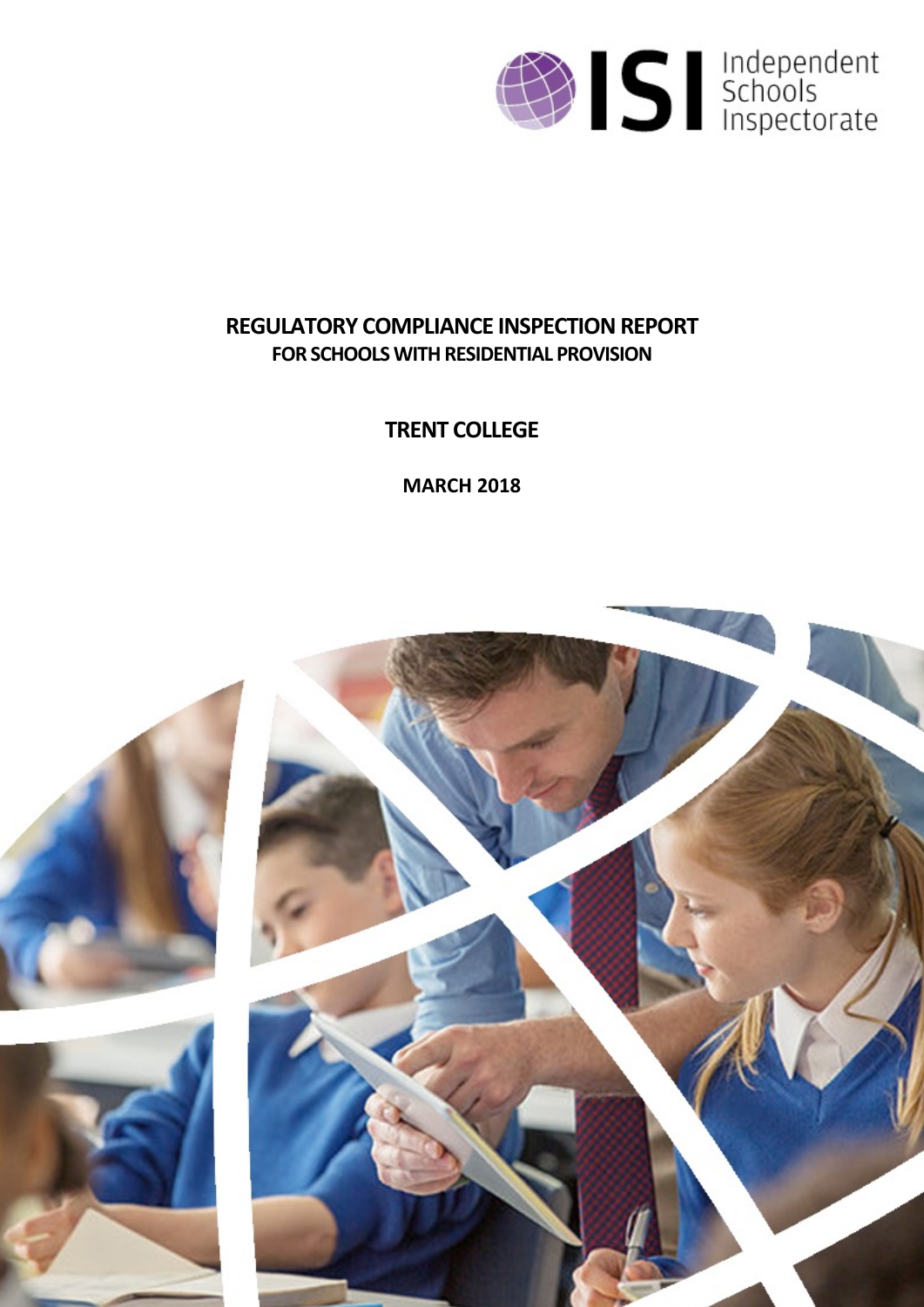# REGULATORY COMPLIANCE INSPECTION REPORT

## FOR SCHOOLS WITH RESIDENTIAL PROVISION

## TRENT COLLEGE

**MARCH 2018**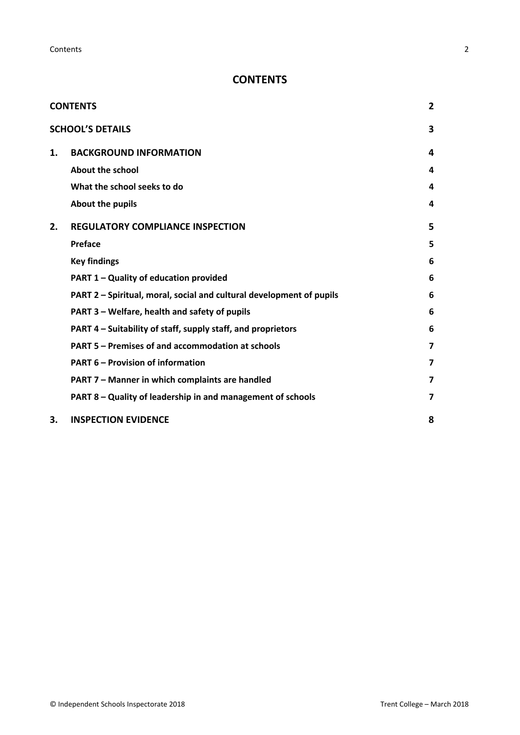# CONTENTS

| | | |
|---|---|---|
| **CONTENTS** | | **2** |
| **SCHOOL'S DETAILS** | | **3** |
| **1.** | **BACKGROUND INFORMATION** | **4** |
| | **About the school** | **4** |
| | **What the school seeks to do** | **4** |
| | **About the pupils** | **4** |
| **2.** | **REGULATORY COMPLIANCE INSPECTION** | **5** |
| | **Preface** | **5** |
| | **Key findings** | **6** |
| | **PART 1 – Quality of education provided** | **6** |
| | **PART 2 – Spiritual, moral, social and cultural development of pupils** | **6** |
| | **PART 3 – Welfare, health and safety of pupils** | **6** |
| | **PART 4 – Suitability of staff, supply staff, and proprietors** | **6** |
| | **PART 5 – Premises of and accommodation at schools** | **7** |
| | **PART 6 – Provision of information** | **7** |
| | **PART 7 – Manner in which complaints are handled** | **7** |
| | **PART 8 – Quality of leadership in and management of schools** | **7** |
| **3.** | **INSPECTION EVIDENCE** | **8** |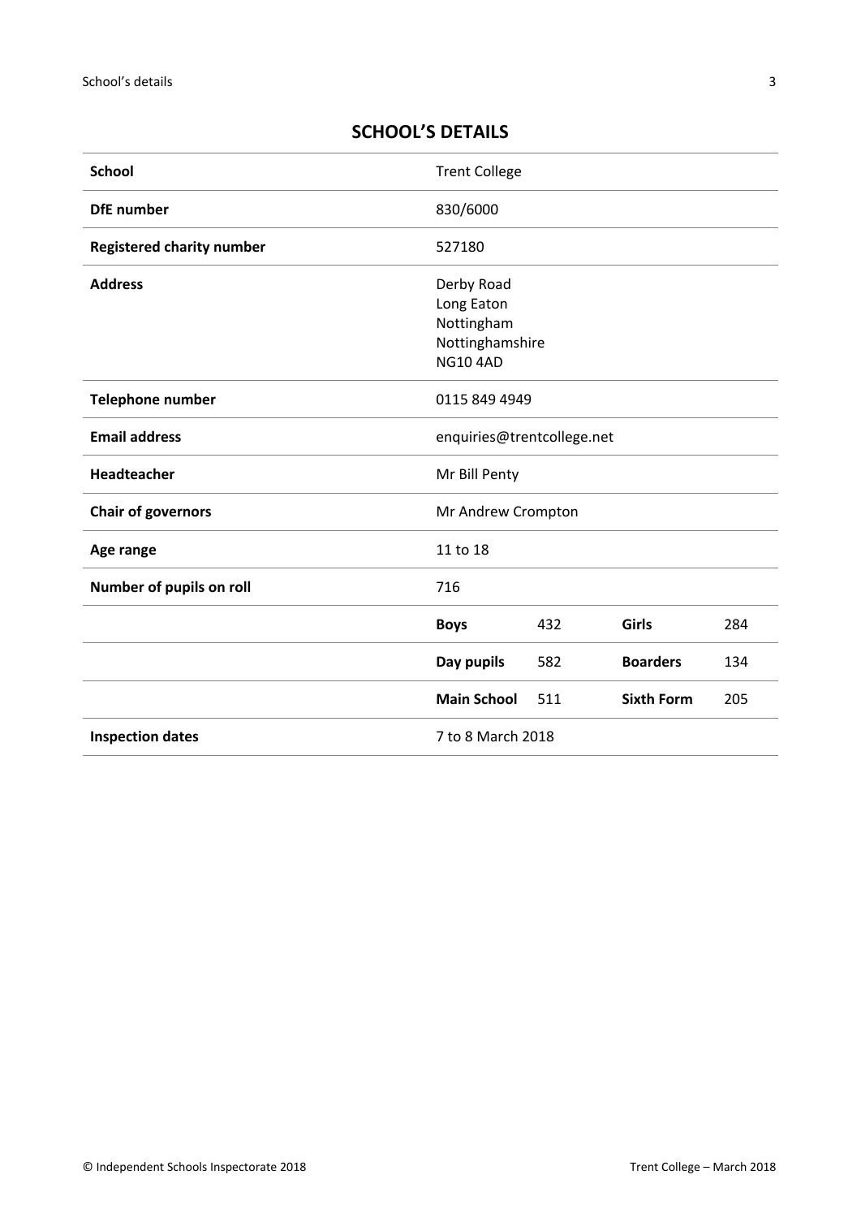## SCHOOL'S DETAILS

| School | Trent College | | | |
|---|---|---|---|---|
| **DfE number** | 830/6000 | | | |
| **Registered charity number** | 527180 | | | |
| **Address** | Derby Road<br>Long Eaton<br>Nottingham<br>Nottinghamshire<br>NG10 4AD | | | |
| **Telephone number** | 0115 849 4949 | | | |
| **Email address** | enquiries@trentcollege.net | | | |
| **Headteacher** | Mr Bill Penty | | | |
| **Chair of governors** | Mr Andrew Crompton | | | |
| **Age range** | 11 to 18 | | | |
| **Number of pupils on roll** | 716 | | | |
| | **Boys** | 432 | **Girls** | 284 |
| | **Day pupils** | 582 | **Boarders** | 134 |
| | **Main School** | 511 | **Sixth Form** | 205 |
| **Inspection dates** | 7 to 8 March 2018 | | | |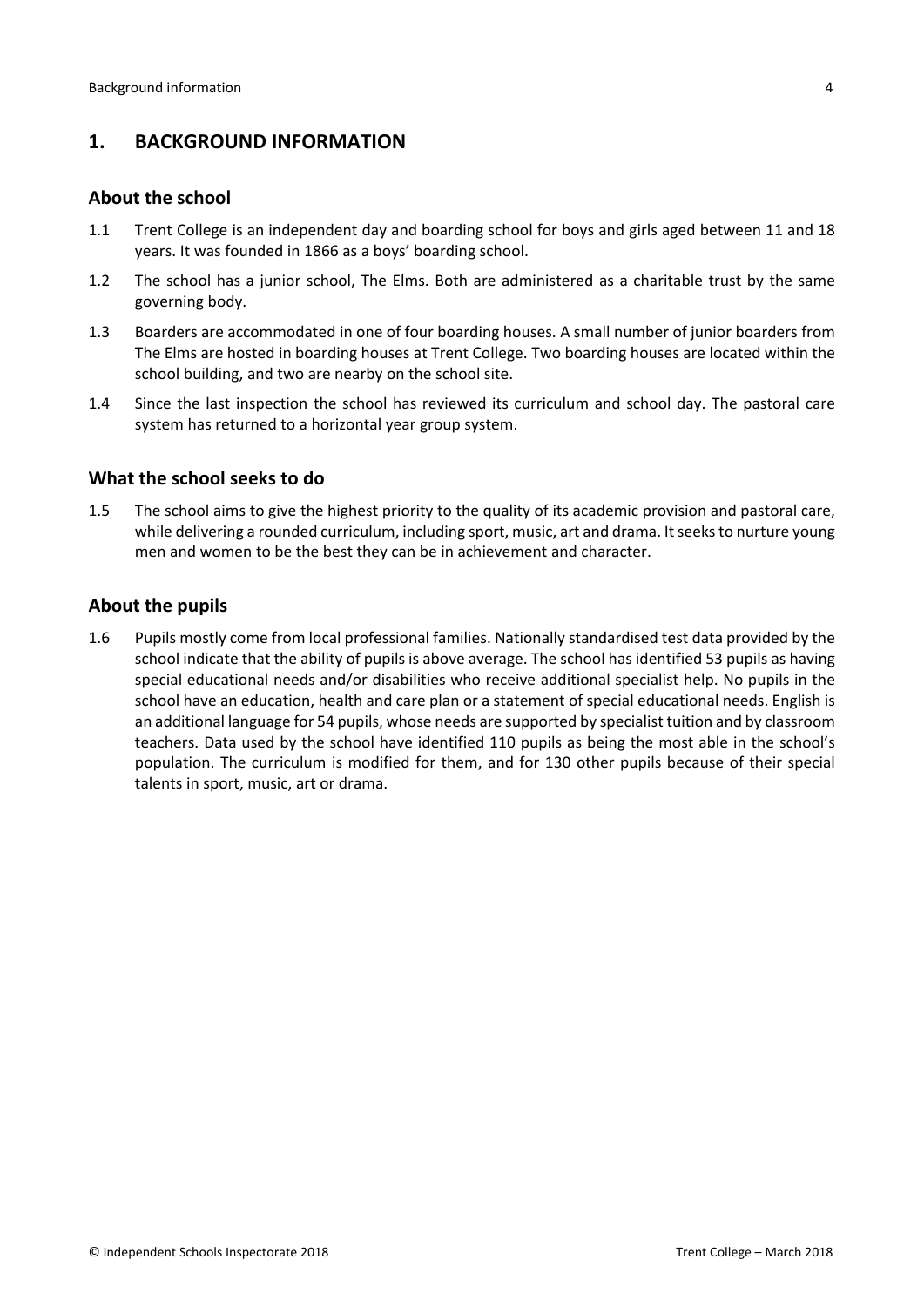## 1. BACKGROUND INFORMATION

### About the school

1.1 Trent College is an independent day and boarding school for boys and girls aged between 11 and 18 years. It was founded in 1866 as a boys' boarding school.

1.2 The school has a junior school, The Elms. Both are administered as a charitable trust by the same governing body.

1.3 Boarders are accommodated in one of four boarding houses. A small number of junior boarders from The Elms are hosted in boarding houses at Trent College. Two boarding houses are located within the school building, and two are nearby on the school site.

1.4 Since the last inspection the school has reviewed its curriculum and school day. The pastoral care system has returned to a horizontal year group system.

### What the school seeks to do

1.5 The school aims to give the highest priority to the quality of its academic provision and pastoral care, while delivering a rounded curriculum, including sport, music, art and drama. It seeks to nurture young men and women to be the best they can be in achievement and character.

### About the pupils

1.6 Pupils mostly come from local professional families. Nationally standardised test data provided by the school indicate that the ability of pupils is above average. The school has identified 53 pupils as having special educational needs and/or disabilities who receive additional specialist help. No pupils in the school have an education, health and care plan or a statement of special educational needs. English is an additional language for 54 pupils, whose needs are supported by specialist tuition and by classroom teachers. Data used by the school have identified 110 pupils as being the most able in the school's population. The curriculum is modified for them, and for 130 other pupils because of their special talents in sport, music, art or drama.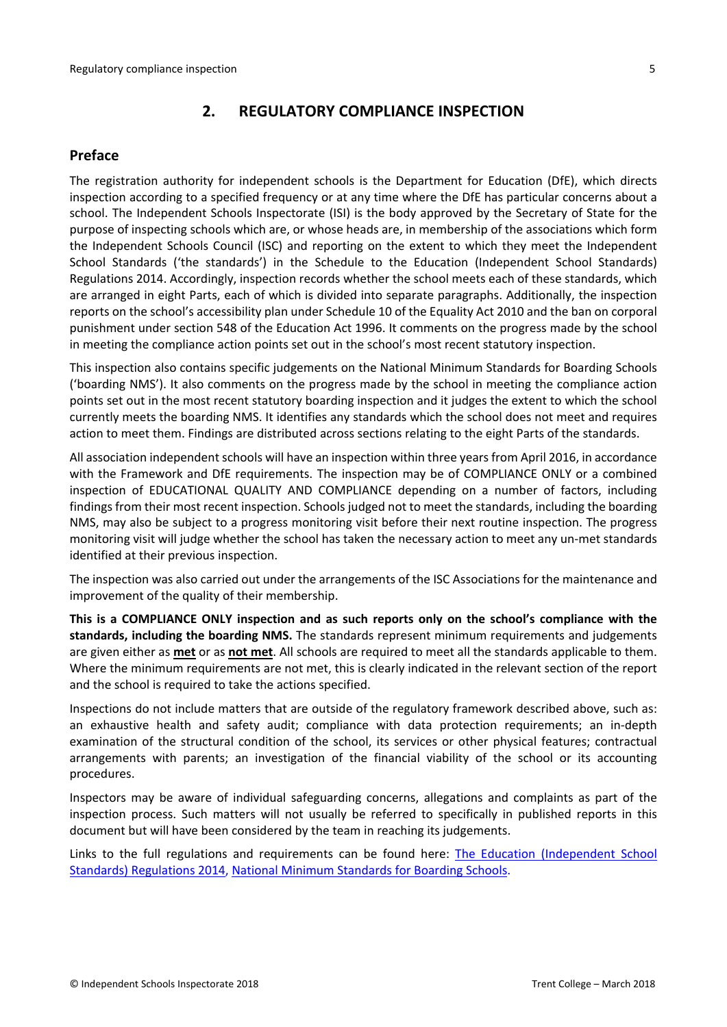## 2. REGULATORY COMPLIANCE INSPECTION

### Preface

The registration authority for independent schools is the Department for Education (DfE), which directs inspection according to a specified frequency or at any time where the DfE has particular concerns about a school. The Independent Schools Inspectorate (ISI) is the body approved by the Secretary of State for the purpose of inspecting schools which are, or whose heads are, in membership of the associations which form the Independent Schools Council (ISC) and reporting on the extent to which they meet the Independent School Standards ('the standards') in the Schedule to the Education (Independent School Standards) Regulations 2014. Accordingly, inspection records whether the school meets each of these standards, which are arranged in eight Parts, each of which is divided into separate paragraphs. Additionally, the inspection reports on the school's accessibility plan under Schedule 10 of the Equality Act 2010 and the ban on corporal punishment under section 548 of the Education Act 1996. It comments on the progress made by the school in meeting the compliance action points set out in the school's most recent statutory inspection.

This inspection also contains specific judgements on the National Minimum Standards for Boarding Schools ('boarding NMS'). It also comments on the progress made by the school in meeting the compliance action points set out in the most recent statutory boarding inspection and it judges the extent to which the school currently meets the boarding NMS. It identifies any standards which the school does not meet and requires action to meet them. Findings are distributed across sections relating to the eight Parts of the standards.

All association independent schools will have an inspection within three years from April 2016, in accordance with the Framework and DfE requirements. The inspection may be of COMPLIANCE ONLY or a combined inspection of EDUCATIONAL QUALITY AND COMPLIANCE depending on a number of factors, including findings from their most recent inspection. Schools judged not to meet the standards, including the boarding NMS, may also be subject to a progress monitoring visit before their next routine inspection. The progress monitoring visit will judge whether the school has taken the necessary action to meet any un-met standards identified at their previous inspection.

The inspection was also carried out under the arrangements of the ISC Associations for the maintenance and improvement of the quality of their membership.

**This is a COMPLIANCE ONLY inspection and as such reports only on the school's compliance with the standards, including the boarding NMS.** The standards represent minimum requirements and judgements are given either as **met** or as **not met**. All schools are required to meet all the standards applicable to them. Where the minimum requirements are not met, this is clearly indicated in the relevant section of the report and the school is required to take the actions specified.

Inspections do not include matters that are outside of the regulatory framework described above, such as: an exhaustive health and safety audit; compliance with data protection requirements; an in-depth examination of the structural condition of the school, its services or other physical features; contractual arrangements with parents; an investigation of the financial viability of the school or its accounting procedures.

Inspectors may be aware of individual safeguarding concerns, allegations and complaints as part of the inspection process. Such matters will not usually be referred to specifically in published reports in this document but will have been considered by the team in reaching its judgements.

Links to the full regulations and requirements can be found here: The Education (Independent School Standards) Regulations 2014, National Minimum Standards for Boarding Schools.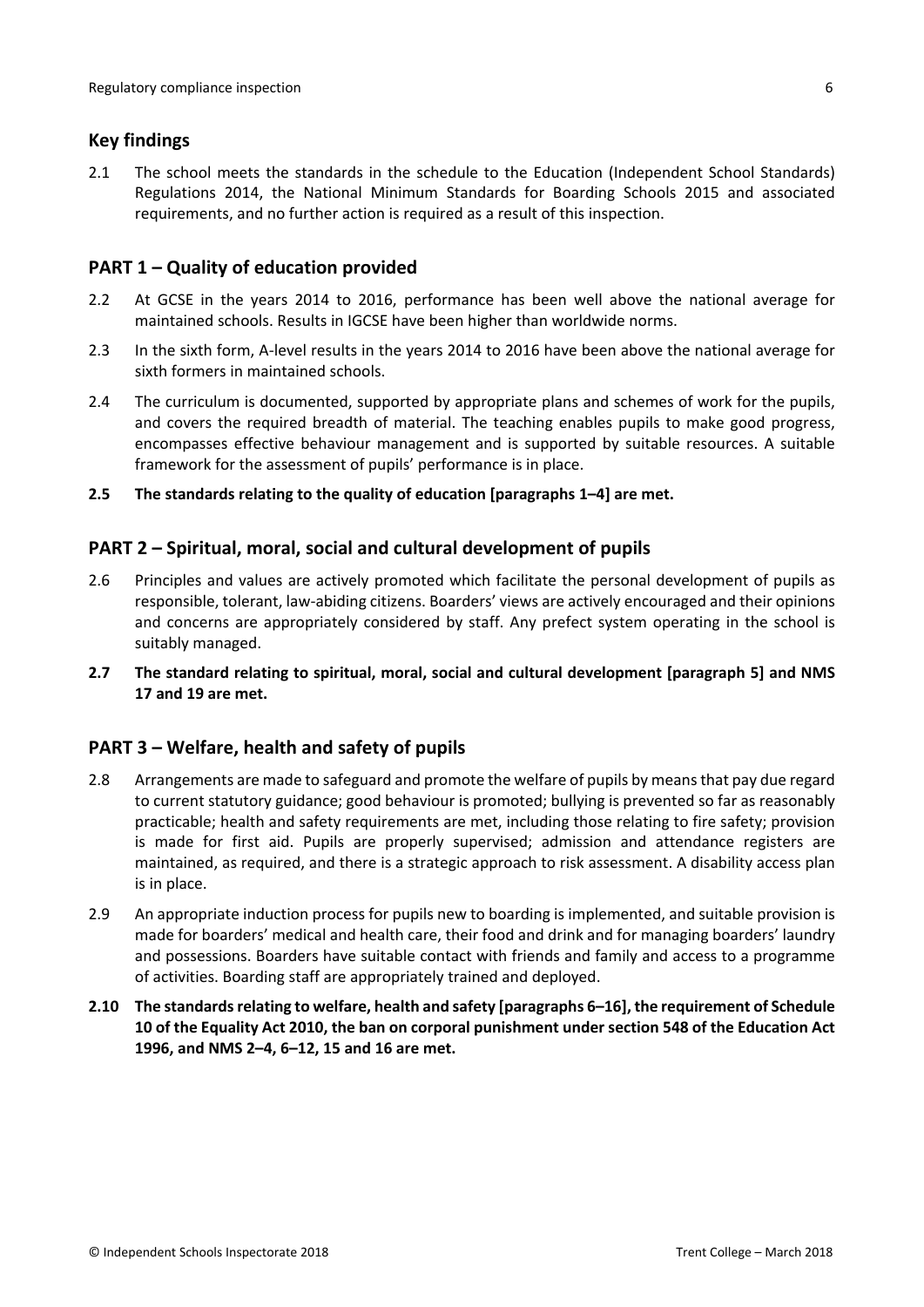## Key findings

2.1 The school meets the standards in the schedule to the Education (Independent School Standards) Regulations 2014, the National Minimum Standards for Boarding Schools 2015 and associated requirements, and no further action is required as a result of this inspection.

## PART 1 – Quality of education provided

2.2 At GCSE in the years 2014 to 2016, performance has been well above the national average for maintained schools. Results in IGCSE have been higher than worldwide norms.

2.3 In the sixth form, A-level results in the years 2014 to 2016 have been above the national average for sixth formers in maintained schools.

2.4 The curriculum is documented, supported by appropriate plans and schemes of work for the pupils, and covers the required breadth of material. The teaching enables pupils to make good progress, encompasses effective behaviour management and is supported by suitable resources. A suitable framework for the assessment of pupils' performance is in place.

**2.5 The standards relating to the quality of education [paragraphs 1–4] are met.**

## PART 2 – Spiritual, moral, social and cultural development of pupils

2.6 Principles and values are actively promoted which facilitate the personal development of pupils as responsible, tolerant, law-abiding citizens. Boarders' views are actively encouraged and their opinions and concerns are appropriately considered by staff. Any prefect system operating in the school is suitably managed.

**2.7 The standard relating to spiritual, moral, social and cultural development [paragraph 5] and NMS 17 and 19 are met.**

## PART 3 – Welfare, health and safety of pupils

2.8 Arrangements are made to safeguard and promote the welfare of pupils by means that pay due regard to current statutory guidance; good behaviour is promoted; bullying is prevented so far as reasonably practicable; health and safety requirements are met, including those relating to fire safety; provision is made for first aid. Pupils are properly supervised; admission and attendance registers are maintained, as required, and there is a strategic approach to risk assessment. A disability access plan is in place.

2.9 An appropriate induction process for pupils new to boarding is implemented, and suitable provision is made for boarders' medical and health care, their food and drink and for managing boarders' laundry and possessions. Boarders have suitable contact with friends and family and access to a programme of activities. Boarding staff are appropriately trained and deployed.

**2.10 The standards relating to welfare, health and safety [paragraphs 6–16], the requirement of Schedule 10 of the Equality Act 2010, the ban on corporal punishment under section 548 of the Education Act 1996, and NMS 2–4, 6–12, 15 and 16 are met.**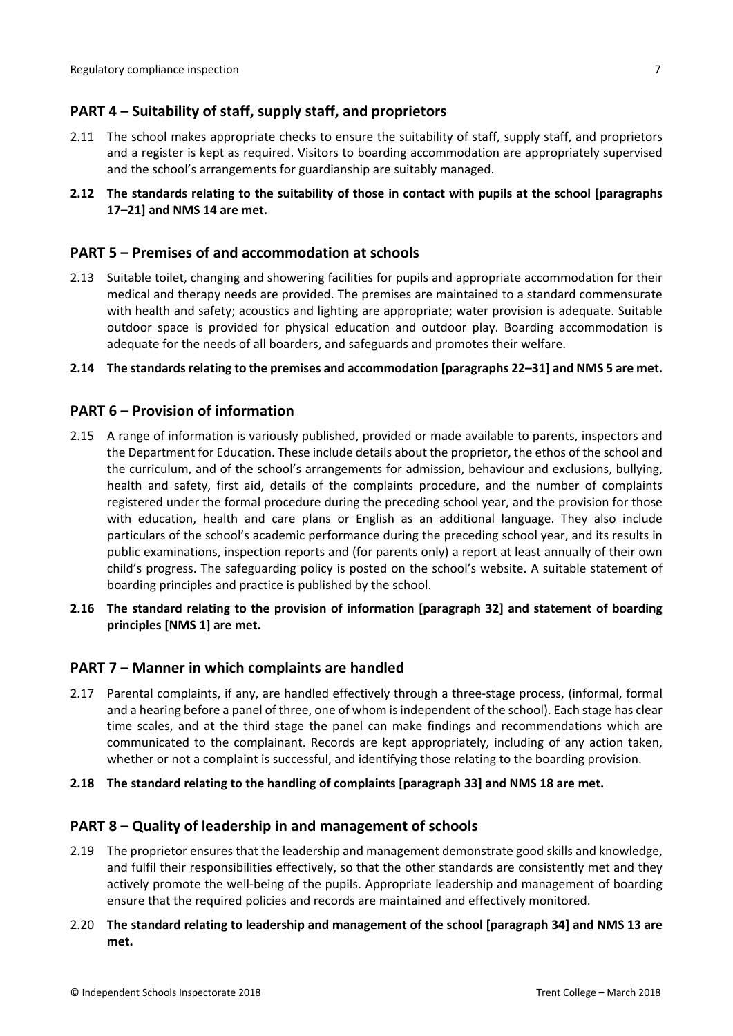## PART 4 – Suitability of staff, supply staff, and proprietors

2.11 The school makes appropriate checks to ensure the suitability of staff, supply staff, and proprietors and a register is kept as required. Visitors to boarding accommodation are appropriately supervised and the school's arrangements for guardianship are suitably managed.

**2.12 The standards relating to the suitability of those in contact with pupils at the school [paragraphs 17–21] and NMS 14 are met.**

## PART 5 – Premises of and accommodation at schools

2.13 Suitable toilet, changing and showering facilities for pupils and appropriate accommodation for their medical and therapy needs are provided. The premises are maintained to a standard commensurate with health and safety; acoustics and lighting are appropriate; water provision is adequate. Suitable outdoor space is provided for physical education and outdoor play. Boarding accommodation is adequate for the needs of all boarders, and safeguards and promotes their welfare.

**2.14 The standards relating to the premises and accommodation [paragraphs 22–31] and NMS 5 are met.**

## PART 6 – Provision of information

2.15 A range of information is variously published, provided or made available to parents, inspectors and the Department for Education. These include details about the proprietor, the ethos of the school and the curriculum, and of the school's arrangements for admission, behaviour and exclusions, bullying, health and safety, first aid, details of the complaints procedure, and the number of complaints registered under the formal procedure during the preceding school year, and the provision for those with education, health and care plans or English as an additional language. They also include particulars of the school's academic performance during the preceding school year, and its results in public examinations, inspection reports and (for parents only) a report at least annually of their own child's progress. The safeguarding policy is posted on the school's website. A suitable statement of boarding principles and practice is published by the school.

**2.16 The standard relating to the provision of information [paragraph 32] and statement of boarding principles [NMS 1] are met.**

## PART 7 – Manner in which complaints are handled

2.17 Parental complaints, if any, are handled effectively through a three-stage process, (informal, formal and a hearing before a panel of three, one of whom is independent of the school). Each stage has clear time scales, and at the third stage the panel can make findings and recommendations which are communicated to the complainant. Records are kept appropriately, including of any action taken, whether or not a complaint is successful, and identifying those relating to the boarding provision.

**2.18 The standard relating to the handling of complaints [paragraph 33] and NMS 18 are met.**

## PART 8 – Quality of leadership in and management of schools

2.19 The proprietor ensures that the leadership and management demonstrate good skills and knowledge, and fulfil their responsibilities effectively, so that the other standards are consistently met and they actively promote the well-being of the pupils. Appropriate leadership and management of boarding ensure that the required policies and records are maintained and effectively monitored.

2.20 **The standard relating to leadership and management of the school [paragraph 34] and NMS 13 are met.**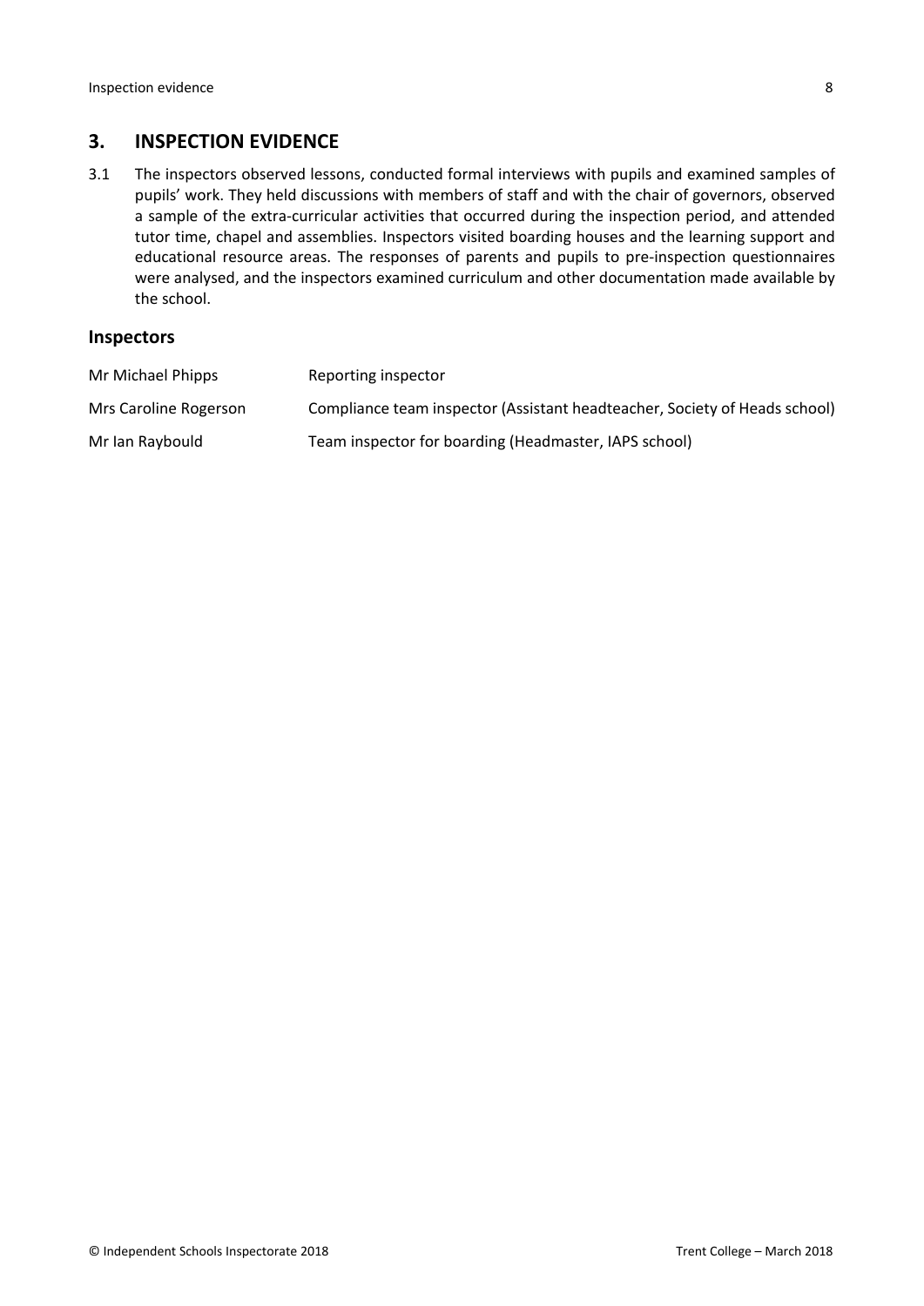## 3. INSPECTION EVIDENCE

3.1 The inspectors observed lessons, conducted formal interviews with pupils and examined samples of pupils' work. They held discussions with members of staff and with the chair of governors, observed a sample of the extra-curricular activities that occurred during the inspection period, and attended tutor time, chapel and assemblies. Inspectors visited boarding houses and the learning support and educational resource areas. The responses of parents and pupils to pre-inspection questionnaires were analysed, and the inspectors examined curriculum and other documentation made available by the school.

### Inspectors

| | |
|---|---|
| Mr Michael Phipps | Reporting inspector |
| Mrs Caroline Rogerson | Compliance team inspector (Assistant headteacher, Society of Heads school) |
| Mr Ian Raybould | Team inspector for boarding (Headmaster, IAPS school) |